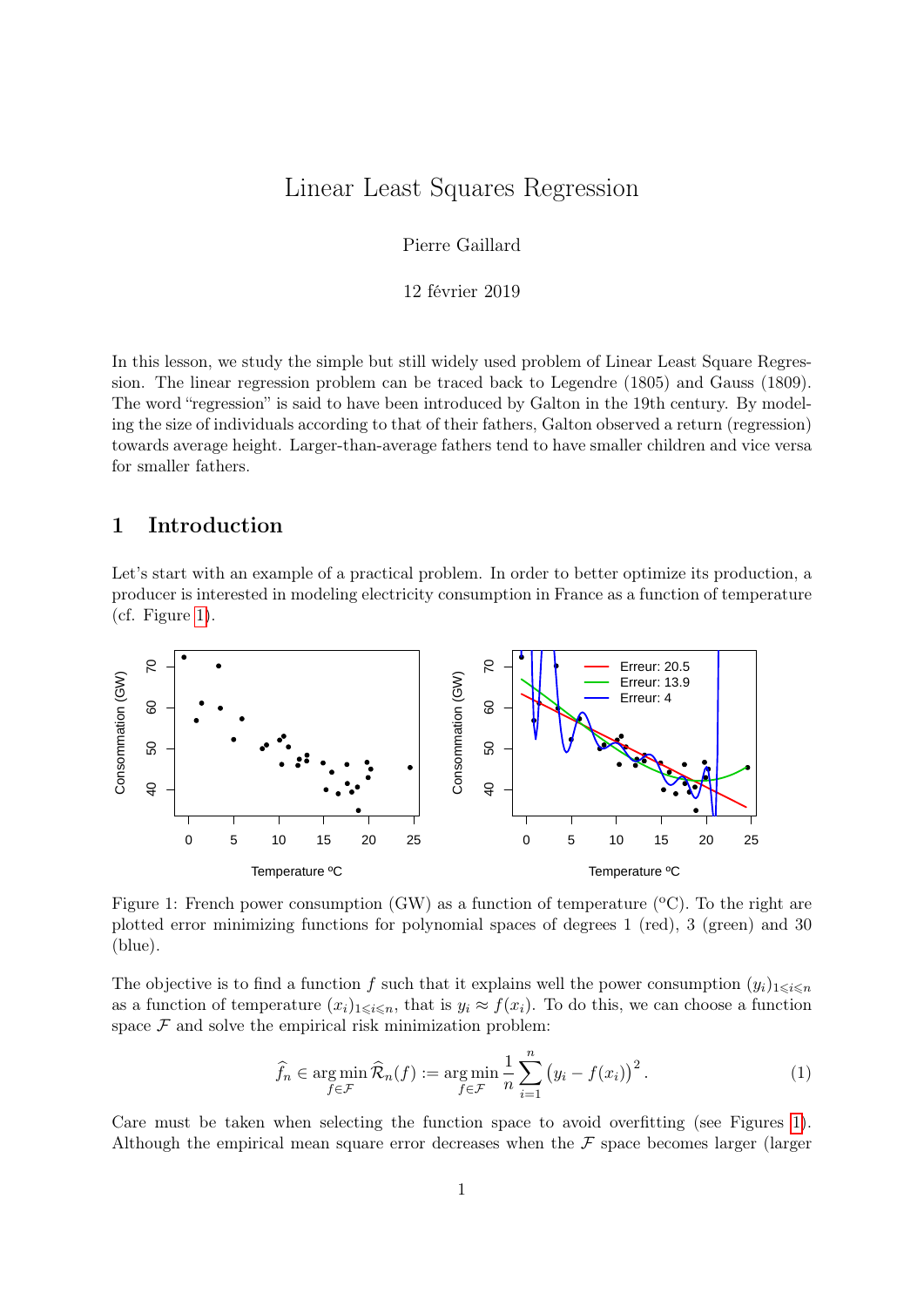# Linear Least Squares Regression

Pierre Gaillard

12 février 2019

In this lesson, we study the simple but still widely used problem of Linear Least Square Regression. The linear regression problem can be traced back to Legendre (1805) and Gauss (1809). The word "regression" is said to have been introduced by Galton in the 19th century. By modeling the size of individuals according to that of their fathers, Galton observed a return (regression) towards average height. Larger-than-average fathers tend to have smaller children and vice versa for smaller fathers.

## 1 Introduction

Let's start with an example of a practical problem. In order to better optimize its production, a producer is interested in modeling electricity consumption in France as a function of temperature (cf. Figure 1).

Figure 1: French power consumption (GW) as a function of temperature (ºC). To the right are plotted error minimizing functions for polynomial spaces of degrees 1 (red), 3 (green) and 30 (blue).

The objective is to find a function $f$ such that it explains well the power consumption $(y_i)_{1 \leqslant i \leqslant n}$ as a function of temperature $(x_i)_{1 \leqslant i \leqslant n}$, that is $y_i \approx f(x_i)$. To do this, we can choose a function space $\mathcal{F}$ and solve the empirical risk minimization problem:

$$\widehat{f}_n \in \operatorname*{arg\,min}_{f \in \mathcal{F}} \widehat{\mathcal{R}}_n(f) := \operatorname*{arg\,min}_{f \in \mathcal{F}} \frac{1}{n} \sum_{i=1}^{n} \big(y_i - f(x_i)\big)^2 . \tag{1}$$

Care must be taken when selecting the function space to avoid overfitting (see Figures 1). Although the empirical mean square error decreases when the $\mathcal{F}$ space becomes larger (larger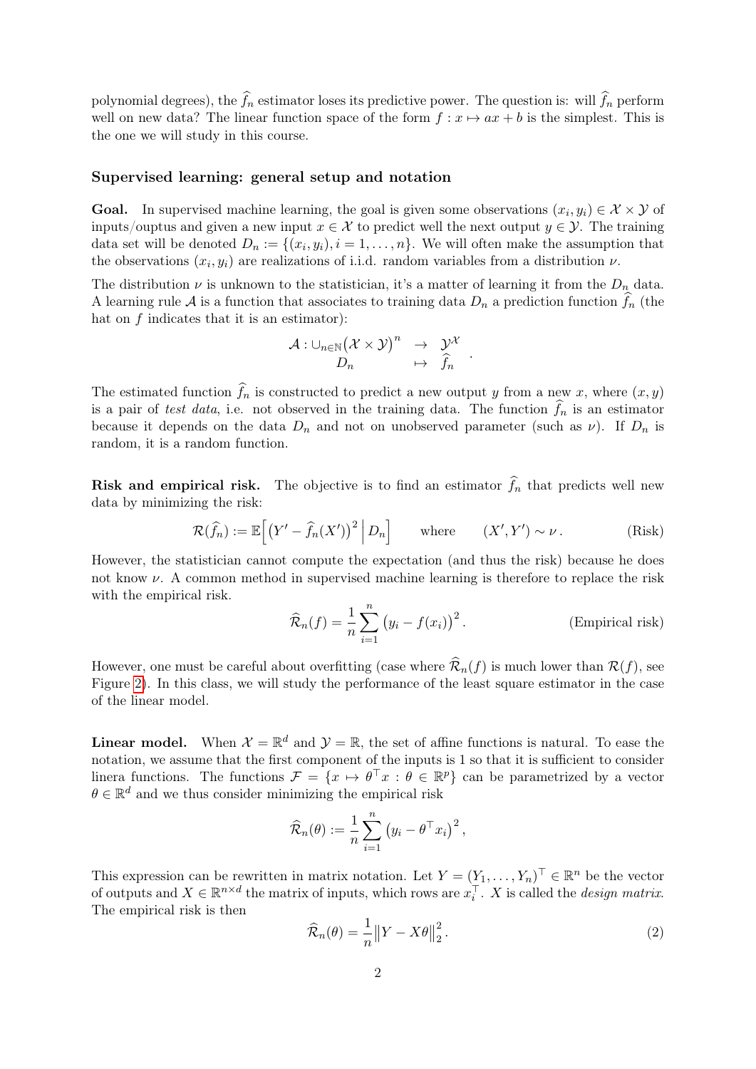polynomial degrees), the $\widehat{f}_n$ estimator loses its predictive power. The question is: will $\widehat{f}_n$ perform well on new data? The linear function space of the form $f : x \mapsto ax + b$ is the simplest. This is the one we will study in this course.

### Supervised learning: general setup and notation

**Goal.** In supervised machine learning, the goal is given some observations $(x_i, y_i) \in \mathcal{X} \times \mathcal{Y}$ of inputs/ouptus and given a new input $x \in \mathcal{X}$ to predict well the next output $y \in \mathcal{Y}$. The training data set will be denoted $D_n := \{(x_i, y_i), i = 1, \ldots, n\}$. We will often make the assumption that the observations $(x_i, y_i)$ are realizations of i.i.d. random variables from a distribution $\nu$.

The distribution $\nu$ is unknown to the statistician, it's a matter of learning it from the $D_n$ data. A learning rule $\mathcal{A}$ is a function that associates to training data $D_n$ a prediction function $\widehat{f}_n$ (the hat on $f$ indicates that it is an estimator):

$$
\begin{array}{rcl}
\mathcal{A} : \cup_{n \in \mathbb{N}} \big(\mathcal{X} \times \mathcal{Y}\big)^n & \to & \mathcal{Y}^{\mathcal{X}} \\
D_n & \mapsto & \widehat{f}_n
\end{array} .
$$

The estimated function $\widehat{f}_n$ is constructed to predict a new output $y$ from a new $x$, where $(x, y)$ is a pair of *test data*, i.e. not observed in the training data. The function $\widehat{f}_n$ is an estimator because it depends on the data $D_n$ and not on unobserved parameter (such as $\nu$). If $D_n$ is random, it is a random function.

**Risk and empirical risk.** The objective is to find an estimator $\widehat{f}_n$ that predicts well new data by minimizing the risk:

$$
\mathcal{R}(\widehat{f}_n) := \mathbb{E}\Big[\big(Y' - \widehat{f}_n(X')\big)^2 \,\Big|\, D_n\Big] \qquad \text{where} \qquad (X', Y') \sim \nu\,. \tag{Risk}
$$

However, the statistician cannot compute the expectation (and thus the risk) because he does not know $\nu$. A common method in supervised machine learning is therefore to replace the risk with the empirical risk.

$$
\widehat{\mathcal{R}}_n(f) = \frac{1}{n} \sum_{i=1}^{n} \big(y_i - f(x_i)\big)^2 . \tag{Empirical risk}
$$

However, one must be careful about overfitting (case where $\widehat{\mathcal{R}}_n(f)$ is much lower than $\mathcal{R}(f)$, see Figure 2). In this class, we will study the performance of the least square estimator in the case of the linear model.

**Linear model.** When $\mathcal{X} = \mathbb{R}^d$ and $\mathcal{Y} = \mathbb{R}$, the set of affine functions is natural. To ease the notation, we assume that the first component of the inputs is 1 so that it is sufficient to consider linera functions. The functions $\mathcal{F} = \{x \mapsto \theta^\top x : \theta \in \mathbb{R}^p\}$ can be parametrized by a vector $\theta \in \mathbb{R}^d$ and we thus consider minimizing the empirical risk

$$
\widehat{\mathcal{R}}_n(\theta) := \frac{1}{n} \sum_{i=1}^{n} \big(y_i - \theta^\top x_i\big)^2 ,
$$

This expression can be rewritten in matrix notation. Let $Y = (Y_1, \ldots, Y_n)^\top \in \mathbb{R}^n$ be the vector of outputs and $X \in \mathbb{R}^{n \times d}$ the matrix of inputs, which rows are $x_i^\top$. $X$ is called the *design matrix*. The empirical risk is then

$$
\widehat{\mathcal{R}}_n(\theta) = \frac{1}{n} \big\| Y - X\theta \big\|_2^2 . \tag{2}
$$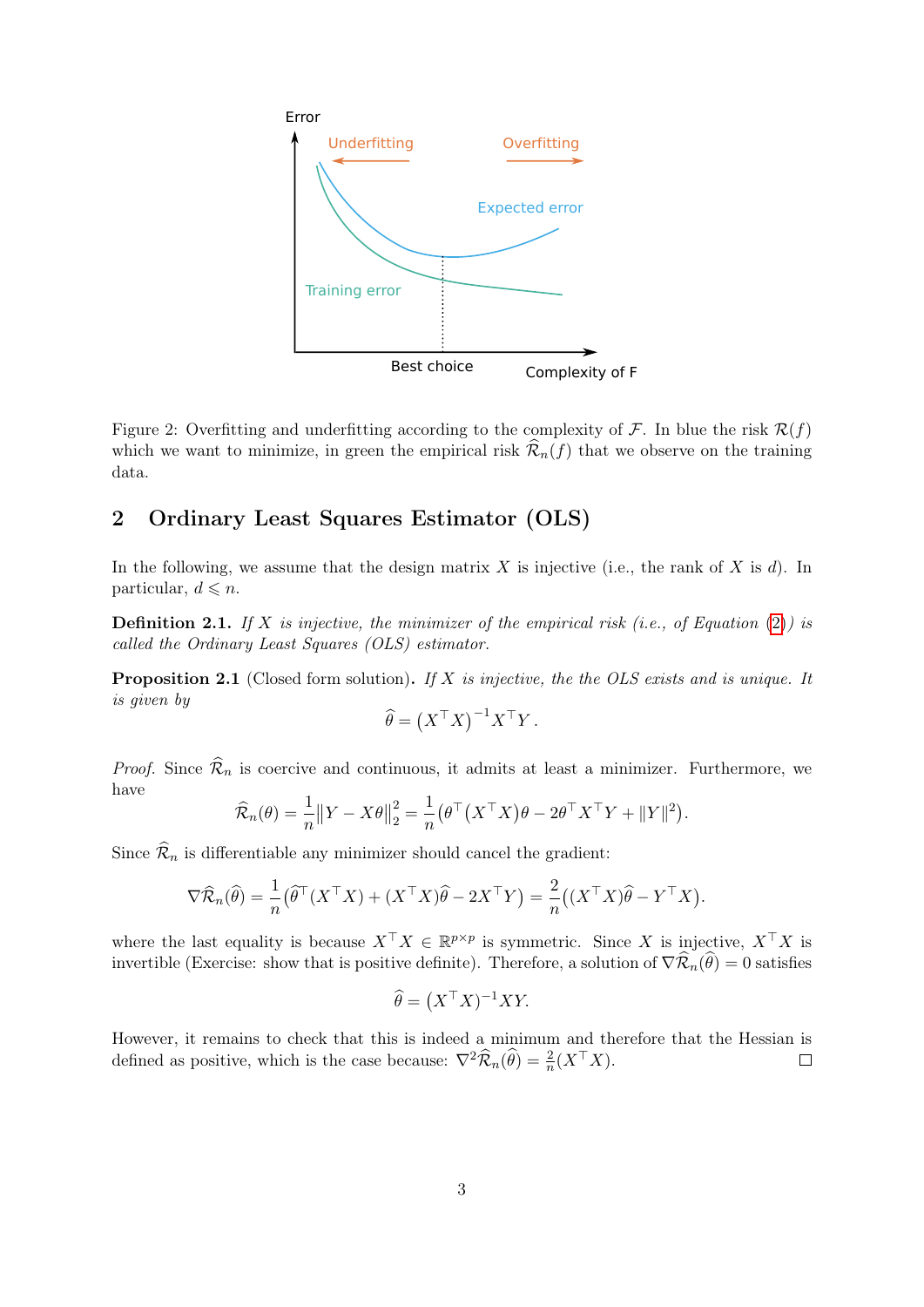Figure 2: Overfitting and underfitting according to the complexity of $\mathcal{F}$. In blue the risk $\mathcal{R}(f)$ which we want to minimize, in green the empirical risk $\widehat{\mathcal{R}}_n(f)$ that we observe on the training data.

## 2 Ordinary Least Squares Estimator (OLS)

In the following, we assume that the design matrix $X$ is injective (i.e., the rank of $X$ is $d$). In particular, $d \leqslant n$.

**Definition 2.1.** *If $X$ is injective, the minimizer of the empirical risk (i.e., of Equation (2)) is called the Ordinary Least Squares (OLS) estimator.*

**Proposition 2.1** (Closed form solution)**.** *If $X$ is injective, the the OLS exists and is unique. It is given by*

$$\widehat{\theta} = \left(X^\top X\right)^{-1} X^\top Y \,.$$

*Proof.* Since $\widehat{\mathcal{R}}_n$ is coercive and continuous, it admits at least a minimizer. Furthermore, we have

$$\widehat{\mathcal{R}}_n(\theta) = \frac{1}{n}\left\|Y - X\theta\right\|_2^2 = \frac{1}{n}\left(\theta^\top (X^\top X)\theta - 2\theta^\top X^\top Y + \|Y\|^2\right).$$

Since $\widehat{\mathcal{R}}_n$ is differentiable any minimizer should cancel the gradient:

$$\nabla \widehat{\mathcal{R}}_n(\widehat{\theta}) = \frac{1}{n}\left(\widehat{\theta}^\top (X^\top X) + (X^\top X)\widehat{\theta} - 2X^\top Y\right) = \frac{2}{n}\left((X^\top X)\widehat{\theta} - Y^\top X\right).$$

where the last equality is because $X^\top X \in \mathbb{R}^{p \times p}$ is symmetric. Since $X$ is injective, $X^\top X$ is invertible (Exercise: show that is positive definite). Therefore, a solution of $\nabla \widehat{\mathcal{R}}_n(\widehat{\theta}) = 0$ satisfies

$$\widehat{\theta} = (X^\top X)^{-1} XY.$$

However, it remains to check that this is indeed a minimum and therefore that the Hessian is defined as positive, which is the case because: $\nabla^2 \widehat{\mathcal{R}}_n(\widehat{\theta}) = \frac{2}{n}(X^\top X)$. □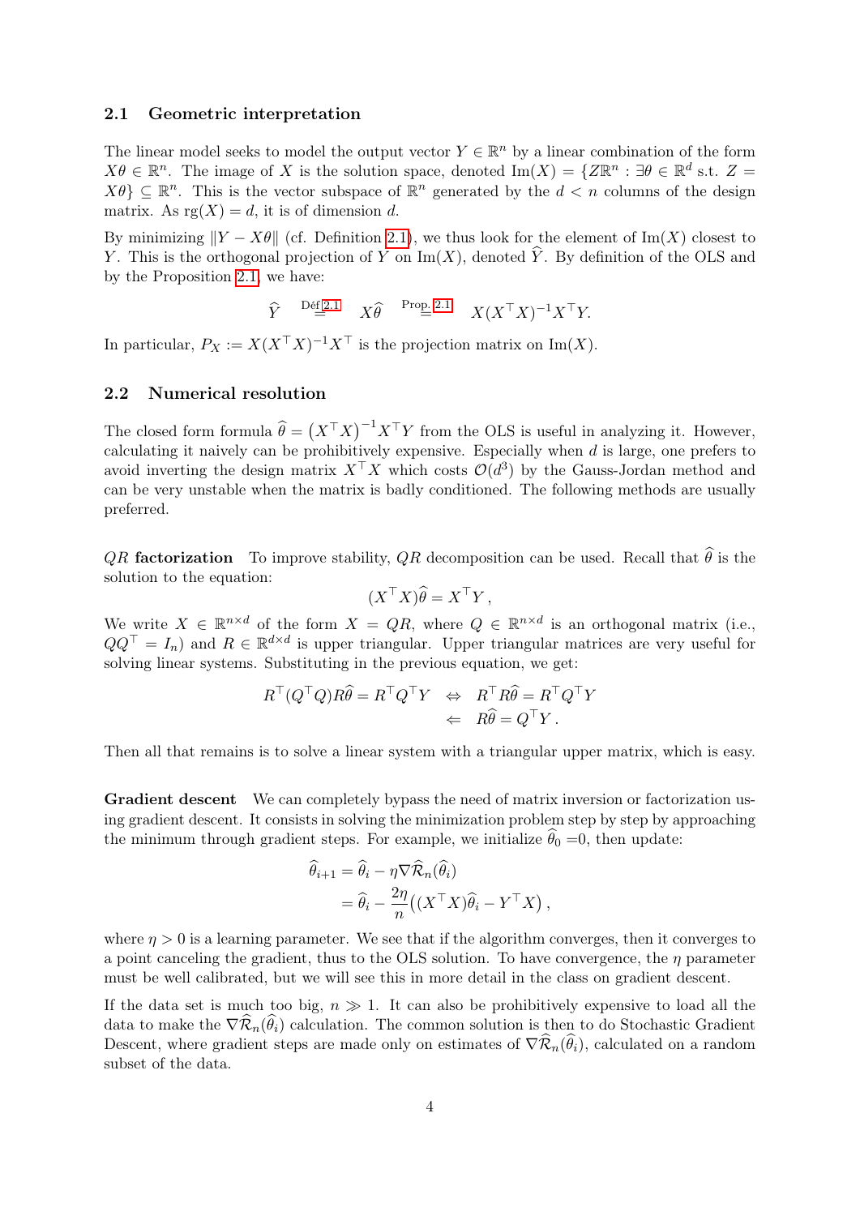### 2.1 Geometric interpretation

The linear model seeks to model the output vector $Y \in \mathbb{R}^n$ by a linear combination of the form $X\theta \in \mathbb{R}^n$. The image of $X$ is the solution space, denoted $\mathrm{Im}(X) = \{Z\mathbb{R}^n : \exists \theta \in \mathbb{R}^d \text{ s.t. } Z = X\theta\} \subseteq \mathbb{R}^n$. This is the vector subspace of $\mathbb{R}^n$ generated by the $d < n$ columns of the design matrix. As $\mathrm{rg}(X) = d$, it is of dimension $d$.

By minimizing $\|Y - X\theta\|$ (cf. Definition 2.1), we thus look for the element of $\mathrm{Im}(X)$ closest to $Y$. This is the orthogonal projection of $Y$ on $\mathrm{Im}(X)$, denoted $\widehat{Y}$. By definition of the OLS and by the Proposition 2.1, we have:

$$\widehat{Y} \overset{\text{Déf 2.1}}{=} X\widehat{\theta} \overset{\text{Prop. 2.1}}{=} X(X^\top X)^{-1} X^\top Y.$$

In particular, $P_X := X(X^\top X)^{-1}X^\top$ is the projection matrix on $\mathrm{Im}(X)$.

### 2.2 Numerical resolution

The closed form formula $\widehat{\theta} = \left(X^\top X\right)^{-1} X^\top Y$ from the OLS is useful in analyzing it. However, calculating it naively can be prohibitively expensive. Especially when $d$ is large, one prefers to avoid inverting the design matrix $X^\top X$ which costs $\mathcal{O}(d^3)$ by the Gauss-Jordan method and can be very unstable when the matrix is badly conditioned. The following methods are usually preferred.

**$QR$ factorization** To improve stability, $QR$ decomposition can be used. Recall that $\widehat{\theta}$ is the solution to the equation:

$$(X^\top X)\widehat{\theta} = X^\top Y\,,$$

We write $X \in \mathbb{R}^{n \times d}$ of the form $X = QR$, where $Q \in \mathbb{R}^{n \times d}$ is an orthogonal matrix (i.e., $QQ^\top = I_n$) and $R \in \mathbb{R}^{d \times d}$ is upper triangular. Upper triangular matrices are very useful for solving linear systems. Substituting in the previous equation, we get:

$$\begin{aligned} R^\top (Q^\top Q) R\widehat{\theta} = R^\top Q^\top Y \quad &\Leftrightarrow \quad R^\top R\widehat{\theta} = R^\top Q^\top Y \\ &\Leftarrow \quad R\widehat{\theta} = Q^\top Y\,. \end{aligned}$$

Then all that remains is to solve a linear system with a triangular upper matrix, which is easy.

**Gradient descent** We can completely bypass the need of matrix inversion or factorization using gradient descent. It consists in solving the minimization problem step by step by approaching the minimum through gradient steps. For example, we initialize $\widehat{\theta}_0 = 0$, then update:

$$\begin{aligned} \widehat{\theta}_{i+1} &= \widehat{\theta}_i - \eta \nabla \widehat{\mathcal{R}}_n(\widehat{\theta}_i) \\ &= \widehat{\theta}_i - \frac{2\eta}{n}\big((X^\top X)\widehat{\theta}_i - Y^\top X\big)\,, \end{aligned}$$

where $\eta > 0$ is a learning parameter. We see that if the algorithm converges, then it converges to a point canceling the gradient, thus to the OLS solution. To have convergence, the $\eta$ parameter must be well calibrated, but we will see this in more detail in the class on gradient descent.

If the data set is much too big, $n \gg 1$. It can also be prohibitively expensive to load all the data to make the $\nabla \widehat{\mathcal{R}}_n(\widehat{\theta}_i)$ calculation. The common solution is then to do Stochastic Gradient Descent, where gradient steps are made only on estimates of $\nabla \widehat{\mathcal{R}}_n(\widehat{\theta}_i)$, calculated on a random subset of the data.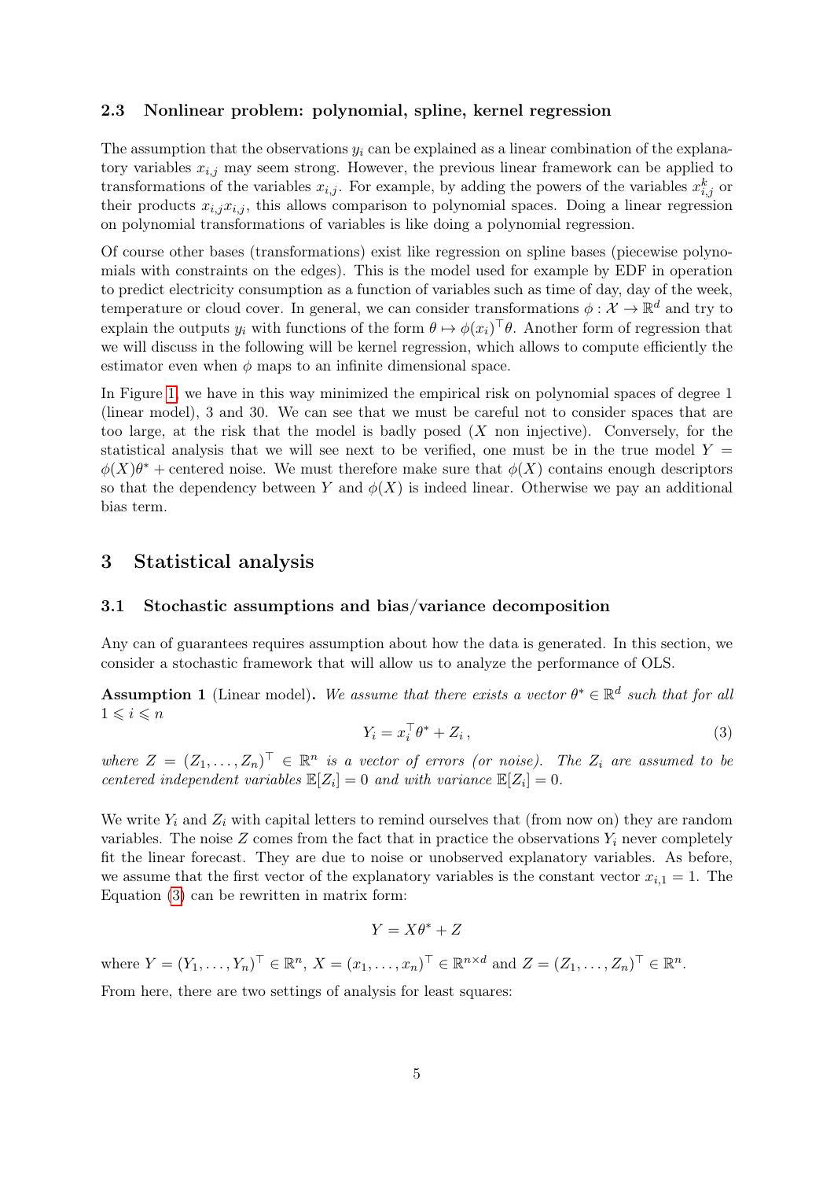### 2.3 Nonlinear problem: polynomial, spline, kernel regression

The assumption that the observations $y_i$ can be explained as a linear combination of the explanatory variables $x_{i,j}$ may seem strong. However, the previous linear framework can be applied to transformations of the variables $x_{i,j}$. For example, by adding the powers of the variables $x_{i,j}^k$ or their products $x_{i,j}x_{i,j}$, this allows comparison to polynomial spaces. Doing a linear regression on polynomial transformations of variables is like doing a polynomial regression.

Of course other bases (transformations) exist like regression on spline bases (piecewise polynomials with constraints on the edges). This is the model used for example by EDF in operation to predict electricity consumption as a function of variables such as time of day, day of the week, temperature or cloud cover. In general, we can consider transformations $\phi : \mathcal{X} \to \mathbb{R}^d$ and try to explain the outputs $y_i$ with functions of the form $\theta \mapsto \phi(x_i)^\top \theta$. Another form of regression that we will discuss in the following will be kernel regression, which allows to compute efficiently the estimator even when $\phi$ maps to an infinite dimensional space.

In Figure 1, we have in this way minimized the empirical risk on polynomial spaces of degree 1 (linear model), 3 and 30. We can see that we must be careful not to consider spaces that are too large, at the risk that the model is badly posed ($X$ non injective). Conversely, for the statistical analysis that we will see next to be verified, one must be in the true model $Y = \phi(X)\theta^* + \text{centered noise}$. We must therefore make sure that $\phi(X)$ contains enough descriptors so that the dependency between $Y$ and $\phi(X)$ is indeed linear. Otherwise we pay an additional bias term.

## 3 Statistical analysis

### 3.1 Stochastic assumptions and bias/variance decomposition

Any can of guarantees requires assumption about how the data is generated. In this section, we consider a stochastic framework that will allow us to analyze the performance of OLS.

**Assumption 1** (Linear model)**.** *We assume that there exists a vector $\theta^* \in \mathbb{R}^d$ such that for all $1 \leqslant i \leqslant n$*

$$Y_i = x_i^\top \theta^* + Z_i \,, \tag{3}$$

*where $Z = (Z_1, \dots, Z_n)^\top \in \mathbb{R}^n$ is a vector of errors (or noise). The $Z_i$ are assumed to be centered independent variables $\mathbb{E}[Z_i] = 0$ and with variance $\mathbb{E}[Z_i] = 0$.*

We write $Y_i$ and $Z_i$ with capital letters to remind ourselves that (from now on) they are random variables. The noise $Z$ comes from the fact that in practice the observations $Y_i$ never completely fit the linear forecast. They are due to noise or unobserved explanatory variables. As before, we assume that the first vector of the explanatory variables is the constant vector $x_{i,1} = 1$. The Equation (3) can be rewritten in matrix form:

$$Y = X\theta^* + Z$$

where $Y = (Y_1, \dots, Y_n)^\top \in \mathbb{R}^n$, $X = (x_1, \dots, x_n)^\top \in \mathbb{R}^{n \times d}$ and $Z = (Z_1, \dots, Z_n)^\top \in \mathbb{R}^n$.

From here, there are two settings of analysis for least squares: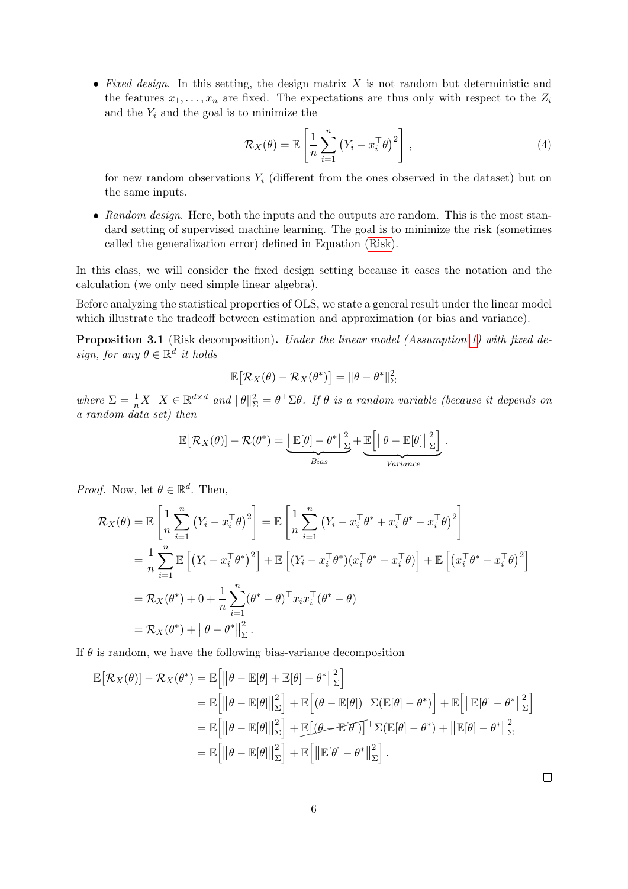- *Fixed design*. In this setting, the design matrix $X$ is not random but deterministic and the features $x_1, \dots, x_n$ are fixed. The expectations are thus only with respect to the $Z_i$ and the $Y_i$ and the goal is to minimize the

$$
\mathcal{R}_X(\theta) = \mathbb{E}\left[\frac{1}{n}\sum_{i=1}^{n}\left(Y_i - x_i^\top \theta\right)^2\right], \tag{4}
$$

  for new random observations $Y_i$ (different from the ones observed in the dataset) but on the same inputs.

- *Random design*. Here, both the inputs and the outputs are random. This is the most standard setting of supervised machine learning. The goal is to minimize the risk (sometimes called the generalization error) defined in Equation (Risk).

In this class, we will consider the fixed design setting because it eases the notation and the calculation (we only need simple linear algebra).

Before analyzing the statistical properties of OLS, we state a general result under the linear model which illustrate the tradeoff between estimation and approximation (or bias and variance).

**Proposition 3.1** (Risk decomposition)**.** *Under the linear model (Assumption 1) with fixed design, for any $\theta \in \mathbb{R}^d$ it holds*

$$
\mathbb{E}\big[\mathcal{R}_X(\theta) - \mathcal{R}_X(\theta^*)\big] = \|\theta - \theta^*\|_\Sigma^2
$$

*where $\Sigma = \frac{1}{n}X^\top X \in \mathbb{R}^{d\times d}$ and $\|\theta\|_\Sigma^2 = \theta^\top \Sigma \theta$. If $\theta$ is a random variable (because it depends on a random data set) then*

$$
\mathbb{E}\big[\mathcal{R}_X(\theta)\big] - \mathcal{R}(\theta^*) = \underbrace{\big\|\mathbb{E}[\theta] - \theta^*\big\|_\Sigma^2}_{\textit{Bias}} + \underbrace{\mathbb{E}\Big[\big\|\theta - \mathbb{E}[\theta]\big\|_\Sigma^2\Big]}_{\textit{Variance}}.
$$

*Proof.* Now, let $\theta \in \mathbb{R}^d$. Then,

$$
\begin{aligned}
\mathcal{R}_X(\theta) &= \mathbb{E}\left[\frac{1}{n}\sum_{i=1}^{n}\left(Y_i - x_i^\top\theta\right)^2\right] = \mathbb{E}\left[\frac{1}{n}\sum_{i=1}^{n}\left(Y_i - x_i^\top\theta^* + x_i^\top\theta^* - x_i^\top\theta\right)^2\right] \\
&= \frac{1}{n}\sum_{i=1}^{n}\mathbb{E}\left[\left(Y_i - x_i^\top\theta^*\right)^2\right] + \mathbb{E}\left[(Y_i - x_i^\top\theta^*)(x_i^\top\theta^* - x_i^\top\theta)\right] + \mathbb{E}\left[\left(x_i^\top\theta^* - x_i^\top\theta\right)^2\right] \\
&= \mathcal{R}_X(\theta^*) + 0 + \frac{1}{n}\sum_{i=1}^{n}(\theta^* - \theta)^\top x_i x_i^\top(\theta^* - \theta) \\
&= \mathcal{R}_X(\theta^*) + \big\|\theta - \theta^*\big\|_\Sigma^2.
\end{aligned}
$$

If $\theta$ is random, we have the following bias-variance decomposition

$$
\begin{aligned}
\mathbb{E}\big[\mathcal{R}_X(\theta)\big] - \mathcal{R}_X(\theta^*) &= \mathbb{E}\Big[\big\|\theta - \mathbb{E}[\theta] + \mathbb{E}[\theta] - \theta^*\big\|_\Sigma^2\Big] \\
&= \mathbb{E}\Big[\big\|\theta - \mathbb{E}[\theta]\big\|_\Sigma^2\Big] + \mathbb{E}\Big[(\theta - \mathbb{E}[\theta])^\top\Sigma(\mathbb{E}[\theta] - \theta^*)\Big] + \mathbb{E}\Big[\big\|\mathbb{E}[\theta] - \theta^*\big\|_\Sigma^2\Big] \\
&= \mathbb{E}\Big[\big\|\theta - \mathbb{E}[\theta]\big\|_\Sigma^2\Big] + \cancel{\mathbb{E}\big[(\theta - \mathbb{E}[\theta])\big]}^\top\Sigma(\mathbb{E}[\theta] - \theta^*) + \big\|\mathbb{E}[\theta] - \theta^*\big\|_\Sigma^2 \\
&= \mathbb{E}\Big[\big\|\theta - \mathbb{E}[\theta]\big\|_\Sigma^2\Big] + \mathbb{E}\Big[\big\|\mathbb{E}[\theta] - \theta^*\big\|_\Sigma^2\Big].
\end{aligned}
$$

$\square$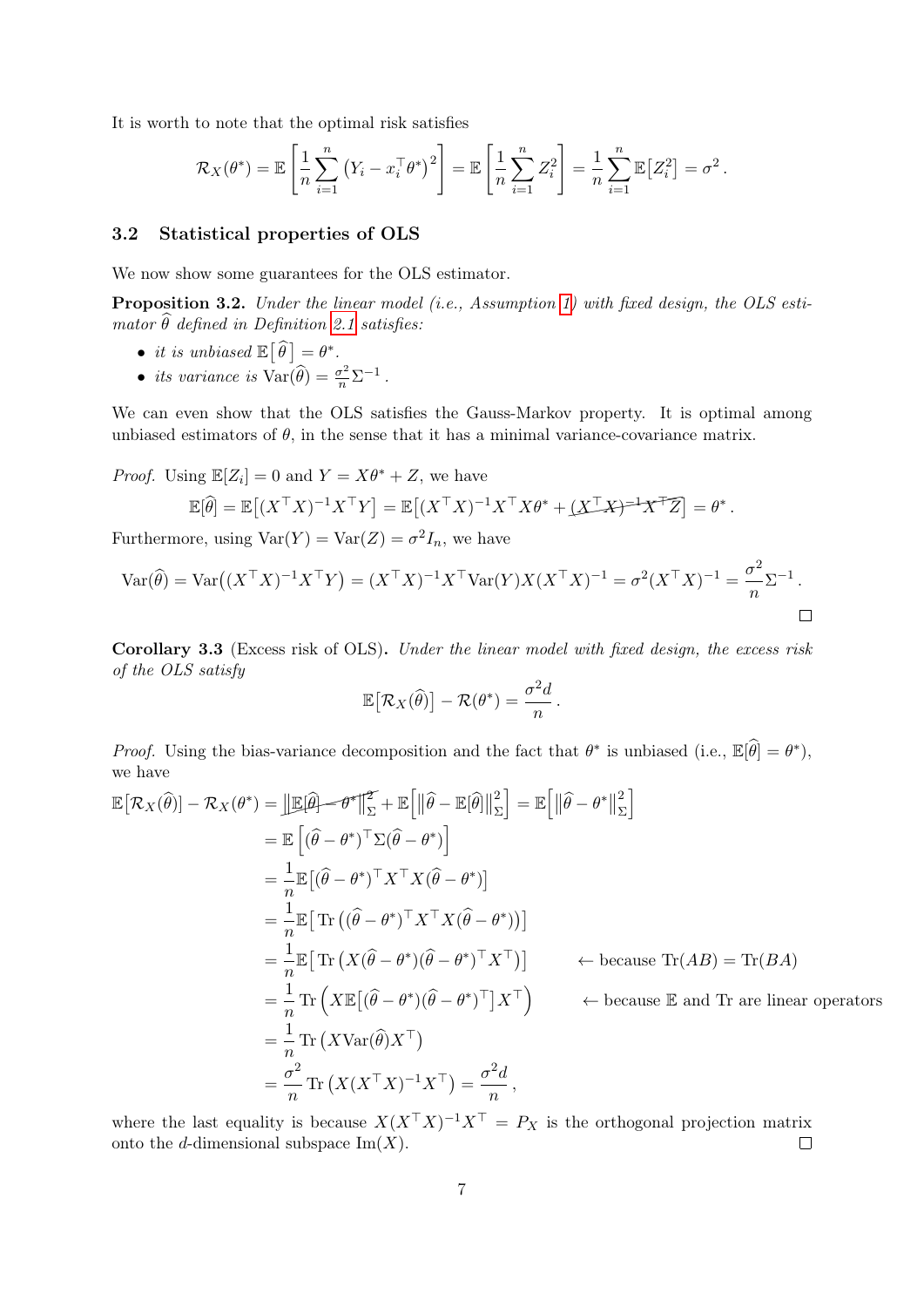It is worth to note that the optimal risk satisfies

$$\mathcal{R}_X(\theta^*) = \mathbb{E}\left[\frac{1}{n}\sum_{i=1}^n \left(Y_i - x_i^\top \theta^*\right)^2\right] = \mathbb{E}\left[\frac{1}{n}\sum_{i=1}^n Z_i^2\right] = \frac{1}{n}\sum_{i=1}^n \mathbb{E}\big[Z_i^2\big] = \sigma^2\,.$$

### 3.2 Statistical properties of OLS

We now show some guarantees for the OLS estimator.

**Proposition 3.2.** *Under the linear model (i.e., Assumption 1) with fixed design, the OLS estimator $\widehat{\theta}$ defined in Definition 2.1 satisfies:*

- *it is unbiased $\mathbb{E}\big[\,\widehat{\theta}\,\big] = \theta^*$.*
- *its variance is $\mathrm{Var}(\widehat{\theta}) = \frac{\sigma^2}{n}\Sigma^{-1}$.*

We can even show that the OLS satisfies the Gauss-Markov property. It is optimal among unbiased estimators of $\theta$, in the sense that it has a minimal variance-covariance matrix.

*Proof.* Using $\mathbb{E}[Z_i] = 0$ and $Y = X\theta^* + Z$, we have

$$\mathbb{E}[\widehat{\theta}] = \mathbb{E}\big[(X^\top X)^{-1}X^\top Y\big] = \mathbb{E}\big[(X^\top X)^{-1}X^\top X\theta^* + \cancel{(X^\top X)^{-1}X^\top Z}\big] = \theta^*\,.$$

Furthermore, using $\mathrm{Var}(Y) = \mathrm{Var}(Z) = \sigma^2 I_n$, we have

$$\mathrm{Var}(\widehat{\theta}) = \mathrm{Var}\big((X^\top X)^{-1}X^\top Y\big) = (X^\top X)^{-1}X^\top \mathrm{Var}(Y) X (X^\top X)^{-1} = \sigma^2 (X^\top X)^{-1} = \frac{\sigma^2}{n}\Sigma^{-1}\,.$$

□

**Corollary 3.3** (Excess risk of OLS)**.** *Under the linear model with fixed design, the excess risk of the OLS satisfy*

$$\mathbb{E}\big[\mathcal{R}_X(\widehat{\theta})\big] - \mathcal{R}(\theta^*) = \frac{\sigma^2 d}{n}\,.$$

*Proof.* Using the bias-variance decomposition and the fact that $\theta^*$ is unbiased (i.e., $\mathbb{E}[\widehat{\theta}] = \theta^*$), we have

$$\begin{aligned}
\mathbb{E}\big[\mathcal{R}_X(\widehat{\theta})\big] - \mathcal{R}_X(\theta^*) &= \cancel{\big\|\mathbb{E}[\widehat{\theta}] - \theta^*\big\|_\Sigma^2} + \mathbb{E}\Big[\big\|\widehat{\theta} - \mathbb{E}[\widehat{\theta}]\big\|_\Sigma^2\Big] = \mathbb{E}\Big[\big\|\widehat{\theta} - \theta^*\big\|_\Sigma^2\Big] \\
&= \mathbb{E}\left[(\widehat{\theta} - \theta^*)^\top \Sigma (\widehat{\theta} - \theta^*)\right] \\
&= \frac{1}{n}\mathbb{E}\big[(\widehat{\theta} - \theta^*)^\top X^\top X (\widehat{\theta} - \theta^*)\big] \\
&= \frac{1}{n}\mathbb{E}\big[\,\mathrm{Tr}\left((\widehat{\theta} - \theta^*)^\top X^\top X (\widehat{\theta} - \theta^*)\right)\big] \\
&= \frac{1}{n}\mathbb{E}\big[\,\mathrm{Tr}\left(X(\widehat{\theta} - \theta^*)(\widehat{\theta} - \theta^*)^\top X^\top\right)\big] \qquad \leftarrow \text{because } \mathrm{Tr}(AB) = \mathrm{Tr}(BA) \\
&= \frac{1}{n}\,\mathrm{Tr}\left(X\mathbb{E}\big[(\widehat{\theta} - \theta^*)(\widehat{\theta} - \theta^*)^\top\big]X^\top\right) \qquad \leftarrow \text{because } \mathbb{E} \text{ and Tr are linear operators} \\
&= \frac{1}{n}\,\mathrm{Tr}\left(X\mathrm{Var}(\widehat{\theta})X^\top\right) \\
&= \frac{\sigma^2}{n}\,\mathrm{Tr}\left(X(X^\top X)^{-1}X^\top\right) = \frac{\sigma^2 d}{n}\,,
\end{aligned}$$

where the last equality is because $X(X^\top X)^{-1}X^\top = P_X$ is the orthogonal projection matrix onto the $d$-dimensional subspace $\mathrm{Im}(X)$. □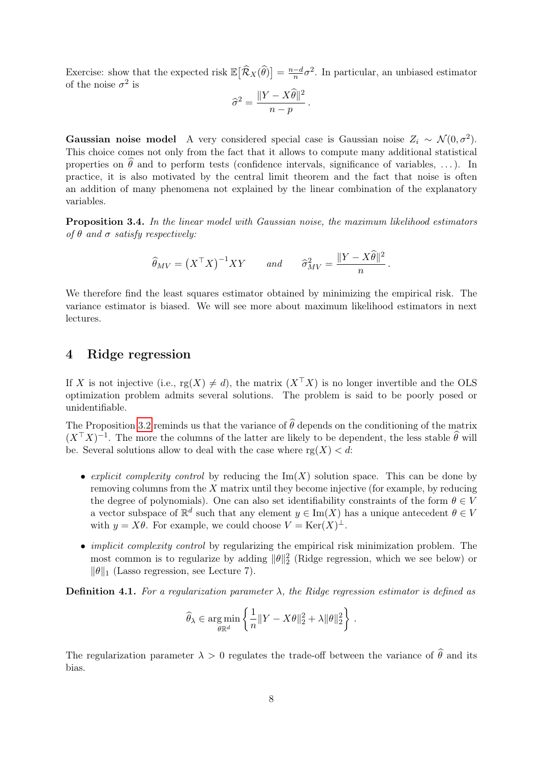Exercise: show that the expected risk $\mathbb{E}\big[\widehat{\mathcal{R}}_X(\widehat{\theta})\big] = \frac{n-d}{n}\sigma^2$. In particular, an unbiased estimator of the noise $\sigma^2$ is

$$\widehat{\sigma}^2 = \frac{\|Y - X\widehat{\theta}\|^2}{n-p}\,.$$

**Gaussian noise model** A very considered special case is Gaussian noise $Z_i \sim \mathcal{N}(0, \sigma^2)$. This choice comes not only from the fact that it allows to compute many additional statistical properties on $\widehat{\theta}$ and to perform tests (confidence intervals, significance of variables, ...). In practice, it is also motivated by the central limit theorem and the fact that noise is often an addition of many phenomena not explained by the linear combination of the explanatory variables.

**Proposition 3.4.** *In the linear model with Gaussian noise, the maximum likelihood estimators of $\theta$ and $\sigma$ satisfy respectively:*

$$\widehat{\theta}_{MV} = \left(X^\top X\right)^{-1} XY \qquad \textit{and} \qquad \widehat{\sigma}^2_{MV} = \frac{\|Y - X\widehat{\theta}\|^2}{n}\,.$$

We therefore find the least squares estimator obtained by minimizing the empirical risk. The variance estimator is biased. We will see more about maximum likelihood estimators in next lectures.

## 4 Ridge regression

If $X$ is not injective (i.e., $\mathrm{rg}(X) \neq d$), the matrix $(X^\top X)$ is no longer invertible and the OLS optimization problem admits several solutions. The problem is said to be poorly posed or unidentifiable.

The Proposition 3.2 reminds us that the variance of $\widehat{\theta}$ depends on the conditioning of the matrix $(X^\top X)^{-1}$. The more the columns of the latter are likely to be dependent, the less stable $\widehat{\theta}$ will be. Several solutions allow to deal with the case where $\mathrm{rg}(X) < d$:

- *explicit complexity control* by reducing the $\mathrm{Im}(X)$ solution space. This can be done by removing columns from the $X$ matrix until they become injective (for example, by reducing the degree of polynomials). One can also set identifiability constraints of the form $\theta \in V$ a vector subspace of $\mathbb{R}^d$ such that any element $y \in \mathrm{Im}(X)$ has a unique antecedent $\theta \in V$ with $y = X\theta$. For example, we could choose $V = \mathrm{Ker}(X)^\perp$.
- *implicit complexity control* by regularizing the empirical risk minimization problem. The most common is to regularize by adding $\|\theta\|_2^2$ (Ridge regression, which we see below) or $\|\theta\|_1$ (Lasso regression, see Lecture 7).

**Definition 4.1.** *For a regularization parameter $\lambda$, the Ridge regression estimator is defined as*

$$\widehat{\theta}_\lambda \in \underset{\theta\mathbb{R}^d}{\arg\min} \left\{ \frac{1}{n}\|Y - X\theta\|_2^2 + \lambda\|\theta\|_2^2 \right\}.$$

The regularization parameter $\lambda > 0$ regulates the trade-off between the variance of $\widehat{\theta}$ and its bias.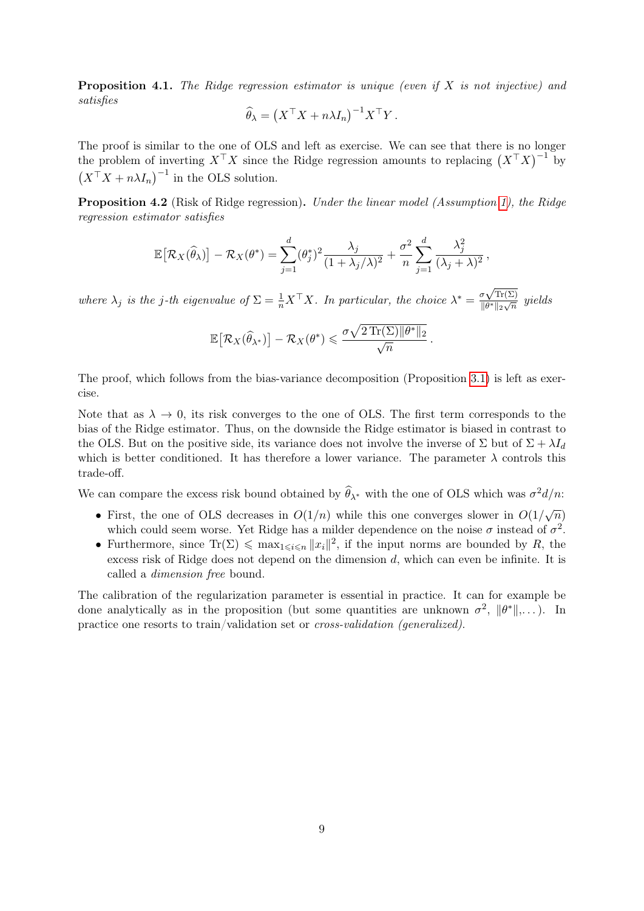**Proposition 4.1.** *The Ridge regression estimator is unique (even if $X$ is not injective) and satisfies*

$$\widehat{\theta}_\lambda = \left(X^\top X + n\lambda I_n\right)^{-1} X^\top Y \,.$$

The proof is similar to the one of OLS and left as exercise. We can see that there is no longer the problem of inverting $X^\top X$ since the Ridge regression amounts to replacing $\left(X^\top X\right)^{-1}$ by $\left(X^\top X + n\lambda I_n\right)^{-1}$ in the OLS solution.

**Proposition 4.2** (Risk of Ridge regression)**.** *Under the linear model (Assumption 1), the Ridge regression estimator satisfies*

$$\mathbb{E}\big[\mathcal{R}_X(\widehat{\theta}_\lambda)\big] - \mathcal{R}_X(\theta^*) = \sum_{j=1}^d (\theta_j^*)^2 \frac{\lambda_j}{(1+\lambda_j/\lambda)^2} + \frac{\sigma^2}{n} \sum_{j=1}^d \frac{\lambda_j^2}{(\lambda_j+\lambda)^2} \,,$$

*where $\lambda_j$ is the $j$-th eigenvalue of $\Sigma = \frac{1}{n} X^\top X$. In particular, the choice $\lambda^* = \frac{\sigma\sqrt{\operatorname{Tr}(\Sigma)}}{\|\theta^*\|_2 \sqrt{n}}$ yields*

$$\mathbb{E}\big[\mathcal{R}_X(\widehat{\theta}_{\lambda^*})\big] - \mathcal{R}_X(\theta^*) \leqslant \frac{\sigma\sqrt{2\operatorname{Tr}(\Sigma)}\|\theta^*\|_2}{\sqrt{n}} \,.$$

The proof, which follows from the bias-variance decomposition (Proposition 3.1) is left as exercise.

Note that as $\lambda \to 0$, its risk converges to the one of OLS. The first term corresponds to the bias of the Ridge estimator. Thus, on the downside the Ridge estimator is biased in contrast to the OLS. But on the positive side, its variance does not involve the inverse of $\Sigma$ but of $\Sigma + \lambda I_d$ which is better conditioned. It has therefore a lower variance. The parameter $\lambda$ controls this trade-off.

We can compare the excess risk bound obtained by $\widehat{\theta}_{\lambda^*}$ with the one of OLS which was $\sigma^2 d/n$:

- First, the one of OLS decreases in $O(1/n)$ while this one converges slower in $O(1/\sqrt{n})$ which could seem worse. Yet Ridge has a milder dependence on the noise $\sigma$ instead of $\sigma^2$.
- Furthermore, since $\operatorname{Tr}(\Sigma) \leqslant \max_{1\leqslant i\leqslant n} \|x_i\|^2$, if the input norms are bounded by $R$, the excess risk of Ridge does not depend on the dimension $d$, which can even be infinite. It is called a *dimension free* bound.

The calibration of the regularization parameter is essential in practice. It can for example be done analytically as in the proposition (but some quantities are unknown $\sigma^2$, $\|\theta^*\|$,...). In practice one resorts to train/validation set or *cross-validation (generalized).*